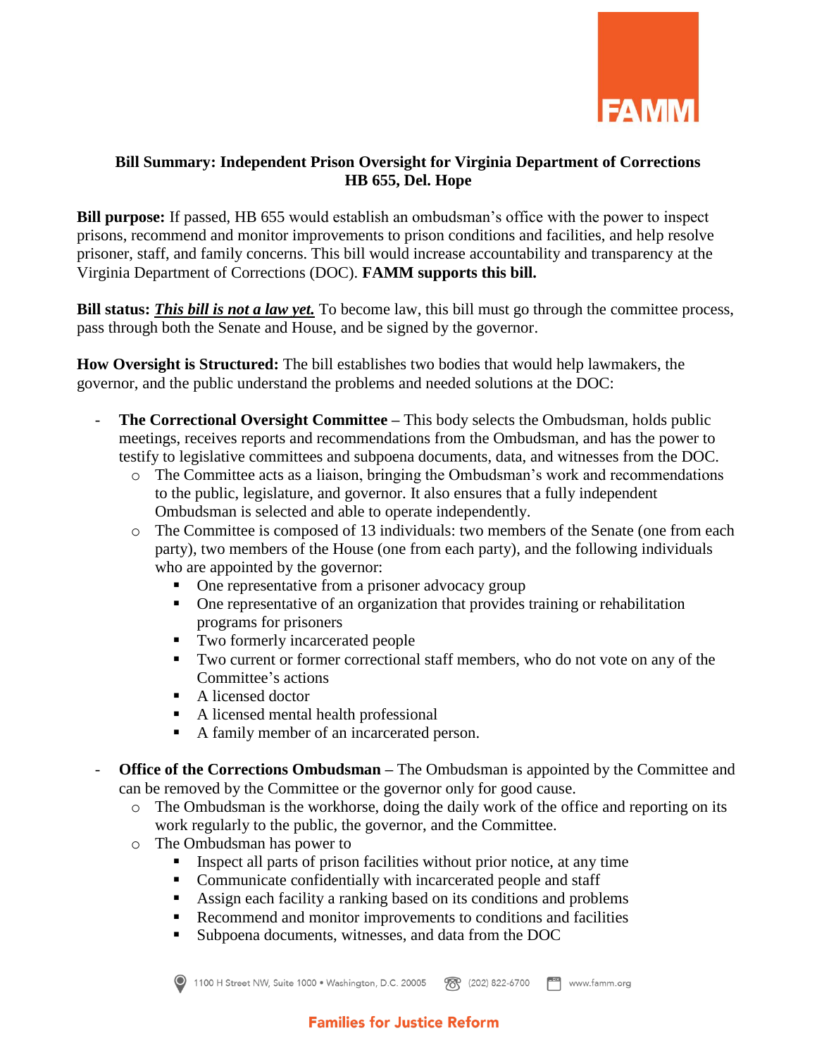## Bill Summary: Independent Prison Oversight for Virginia Department of Corrections
## HB 655, Del. Hope

**Bill purpose:** If passed, HB 655 would establish an ombudsman's office with the power to inspect prisons, recommend and monitor improvements to prison conditions and facilities, and help resolve prisoner, staff, and family concerns. This bill would increase accountability and transparency at the Virginia Department of Corrections (DOC). **FAMM supports this bill.**

**Bill status:** ***This bill is not a law yet.*** To become law, this bill must go through the committee process, pass through both the Senate and House, and be signed by the governor.

**How Oversight is Structured:** The bill establishes two bodies that would help lawmakers, the governor, and the public understand the problems and needed solutions at the DOC:

- **The Correctional Oversight Committee** – This body selects the Ombudsman, holds public meetings, receives reports and recommendations from the Ombudsman, and has the power to testify to legislative committees and subpoena documents, data, and witnesses from the DOC.
    - The Committee acts as a liaison, bringing the Ombudsman's work and recommendations to the public, legislature, and governor. It also ensures that a fully independent Ombudsman is selected and able to operate independently.
    - The Committee is composed of 13 individuals: two members of the Senate (one from each party), two members of the House (one from each party), and the following individuals who are appointed by the governor:
        - One representative from a prisoner advocacy group
        - One representative of an organization that provides training or rehabilitation programs for prisoners
        - Two formerly incarcerated people
        - Two current or former correctional staff members, who do not vote on any of the Committee's actions
        - A licensed doctor
        - A licensed mental health professional
        - A family member of an incarcerated person.
- **Office of the Corrections Ombudsman** – The Ombudsman is appointed by the Committee and can be removed by the Committee or the governor only for good cause.
    - The Ombudsman is the workhorse, doing the daily work of the office and reporting on its work regularly to the public, the governor, and the Committee.
    - The Ombudsman has power to
        - Inspect all parts of prison facilities without prior notice, at any time
        - Communicate confidentially with incarcerated people and staff
        - Assign each facility a ranking based on its conditions and problems
        - Recommend and monitor improvements to conditions and facilities
        - Subpoena documents, witnesses, and data from the DOC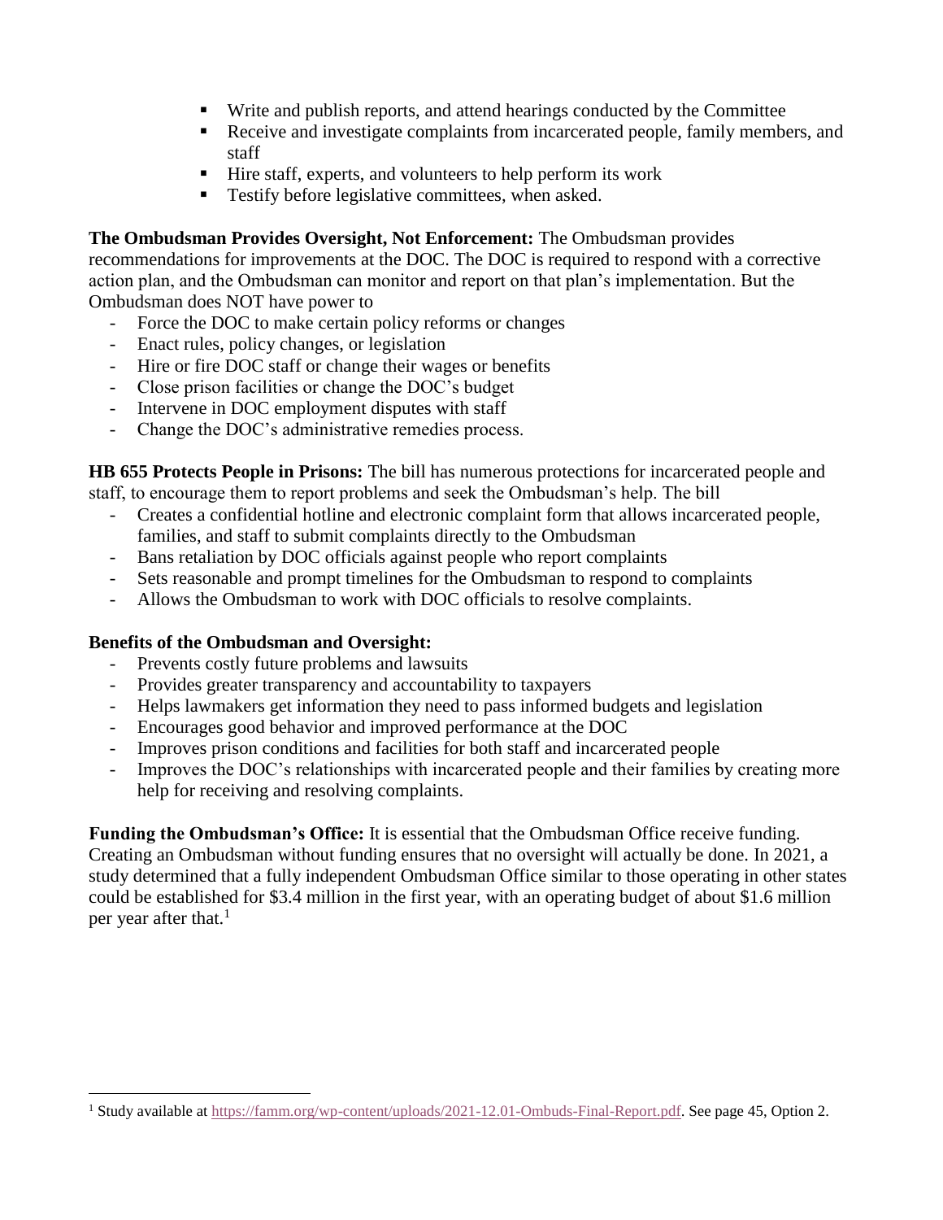- Write and publish reports, and attend hearings conducted by the Committee
- Receive and investigate complaints from incarcerated people, family members, and staff
- Hire staff, experts, and volunteers to help perform its work
- Testify before legislative committees, when asked.

**The Ombudsman Provides Oversight, Not Enforcement:** The Ombudsman provides recommendations for improvements at the DOC. The DOC is required to respond with a corrective action plan, and the Ombudsman can monitor and report on that plan's implementation. But the Ombudsman does NOT have power to

- Force the DOC to make certain policy reforms or changes
- Enact rules, policy changes, or legislation
- Hire or fire DOC staff or change their wages or benefits
- Close prison facilities or change the DOC's budget
- Intervene in DOC employment disputes with staff
- Change the DOC's administrative remedies process.

**HB 655 Protects People in Prisons:** The bill has numerous protections for incarcerated people and staff, to encourage them to report problems and seek the Ombudsman's help. The bill

- Creates a confidential hotline and electronic complaint form that allows incarcerated people, families, and staff to submit complaints directly to the Ombudsman
- Bans retaliation by DOC officials against people who report complaints
- Sets reasonable and prompt timelines for the Ombudsman to respond to complaints
- Allows the Ombudsman to work with DOC officials to resolve complaints.

**Benefits of the Ombudsman and Oversight:**

- Prevents costly future problems and lawsuits
- Provides greater transparency and accountability to taxpayers
- Helps lawmakers get information they need to pass informed budgets and legislation
- Encourages good behavior and improved performance at the DOC
- Improves prison conditions and facilities for both staff and incarcerated people
- Improves the DOC's relationships with incarcerated people and their families by creating more help for receiving and resolving complaints.

**Funding the Ombudsman's Office:** It is essential that the Ombudsman Office receive funding. Creating an Ombudsman without funding ensures that no oversight will actually be done. In 2021, a study determined that a fully independent Ombudsman Office similar to those operating in other states could be established for $3.4 million in the first year, with an operating budget of about $1.6 million per year after that.[1]

[1] Study available at https://famm.org/wp-content/uploads/2021-12.01-Ombuds-Final-Report.pdf. See page 45, Option 2.